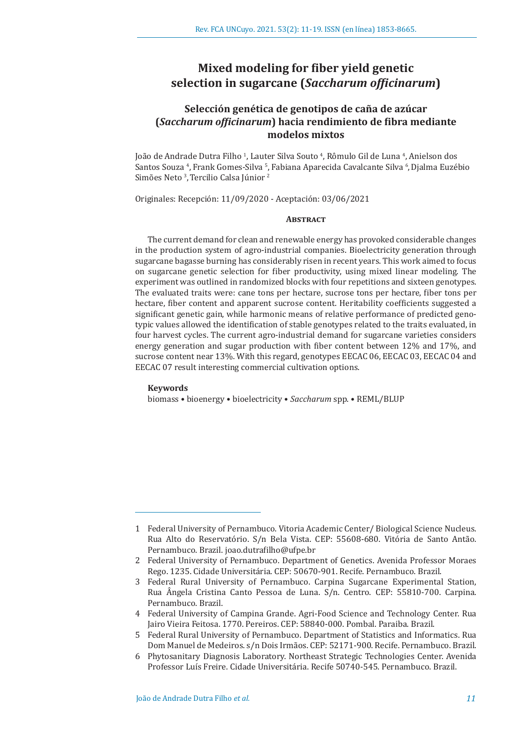# Mixed modeling for fiber yield genetic selection in sugarcane (*Saccharum officinarum*)

## Selección genética de genotipos de caña de azúcar (*Saccharum officinarum*) hacia rendimiento de fibra mediante modelos mixtos

João de Andrade Dutra Filho [1], Lauter Silva Souto [4], Rômulo Gil de Luna [4], Anielson dos Santos Souza [4], Frank Gomes-Silva [5], Fabiana Aparecida Cavalcante Silva [6], Djalma Euzébio Simões Neto [3], Tercilio Calsa Júnior [2]

Originales: Recepción: 11/09/2020 - Aceptación: 03/06/2021

#### Abstract

The current demand for clean and renewable energy has provoked considerable changes in the production system of agro-industrial companies. Bioelectricity generation through sugarcane bagasse burning has considerably risen in recent years. This work aimed to focus on sugarcane genetic selection for fiber productivity, using mixed linear modeling. The experiment was outlined in randomized blocks with four repetitions and sixteen genotypes. The evaluated traits were: cane tons per hectare, sucrose tons per hectare, fiber tons per hectare, fiber content and apparent sucrose content. Heritability coefficients suggested a significant genetic gain, while harmonic means of relative performance of predicted genotypic values allowed the identification of stable genotypes related to the traits evaluated, in four harvest cycles. The current agro-industrial demand for sugarcane varieties considers energy generation and sugar production with fiber content between 12% and 17%, and sucrose content near 13%. With this regard, genotypes EECAC 06, EECAC 03, EECAC 04 and EECAC 07 result interesting commercial cultivation options.

**Keywords**

biomass • bioenergy • bioelectricity • *Saccharum* spp. • REML/BLUP

---

1. Federal University of Pernambuco. Vitoria Academic Center/ Biological Science Nucleus. Rua Alto do Reservatório. S/n Bela Vista. CEP: 55608-680. Vitória de Santo Antão. Pernambuco. Brazil. joao.dutrafilho@ufpe.br
2. Federal University of Pernambuco. Department of Genetics. Avenida Professor Moraes Rego. 1235. Cidade Universitária. CEP: 50670-901. Recife. Pernambuco. Brazil.
3. Federal Rural University of Pernambuco. Carpina Sugarcane Experimental Station, Rua Ângela Cristina Canto Pessoa de Luna. S/n. Centro. CEP: 55810-700. Carpina. Pernambuco. Brazil.
4. Federal University of Campina Grande. Agri-Food Science and Technology Center. Rua Jairo Vieira Feitosa. 1770. Pereiros. CEP: 58840-000. Pombal. Paraiba. Brazil.
5. Federal Rural University of Pernambuco. Department of Statistics and Informatics. Rua Dom Manuel de Medeiros. s/n Dois Irmãos. CEP: 52171-900. Recife. Pernambuco. Brazil.
6. Phytosanitary Diagnosis Laboratory. Northeast Strategic Technologies Center. Avenida Professor Luís Freire. Cidade Universitária. Recife 50740-545. Pernambuco. Brazil.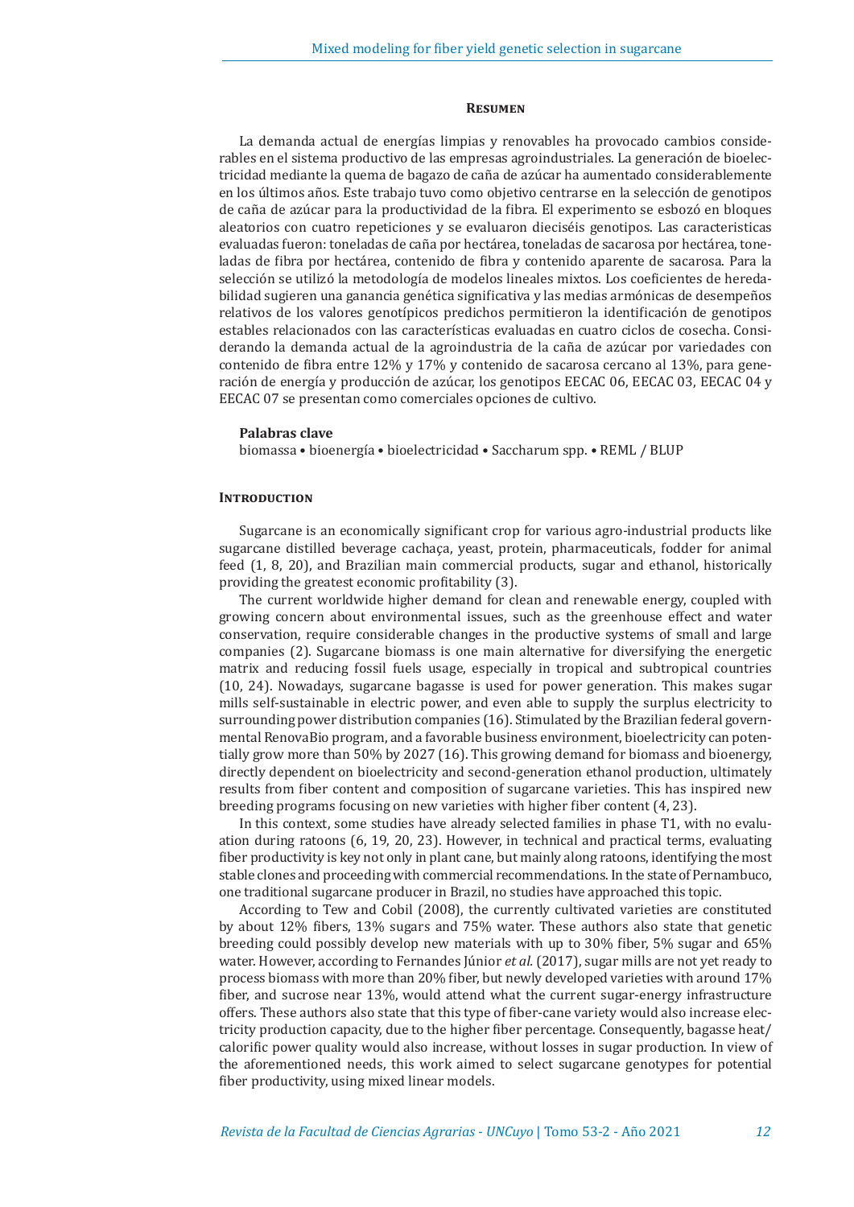## Resumen

La demanda actual de energías limpias y renovables ha provocado cambios considerables en el sistema productivo de las empresas agroindustriales. La generación de bioelectricidad mediante la quema de bagazo de caña de azúcar ha aumentado considerablemente en los últimos años. Este trabajo tuvo como objetivo centrarse en la selección de genotipos de caña de azúcar para la productividad de la fibra. El experimento se esbozó en bloques aleatorios con cuatro repeticiones y se evaluaron dieciséis genotipos. Las caracteristicas evaluadas fueron: toneladas de caña por hectárea, toneladas de sacarosa por hectárea, toneladas de fibra por hectárea, contenido de fibra y contenido aparente de sacarosa. Para la selección se utilizó la metodología de modelos lineales mixtos. Los coeficientes de heredabilidad sugieren una ganancia genética significativa y las medias armónicas de desempeños relativos de los valores genotípicos predichos permitieron la identificación de genotipos estables relacionados con las características evaluadas en cuatro ciclos de cosecha. Considerando la demanda actual de la agroindustria de la caña de azúcar por variedades con contenido de fibra entre 12% y 17% y contenido de sacarosa cercano al 13%, para generación de energía y producción de azúcar, los genotipos EECAC 06, EECAC 03, EECAC 04 y EECAC 07 se presentan como comerciales opciones de cultivo.

**Palabras clave**

biomassa • bioenergía • bioelectricidad • Saccharum spp. • REML / BLUP

## Introduction

Sugarcane is an economically significant crop for various agro-industrial products like sugarcane distilled beverage cachaça, yeast, protein, pharmaceuticals, fodder for animal feed (1, 8, 20), and Brazilian main commercial products, sugar and ethanol, historically providing the greatest economic profitability (3).

The current worldwide higher demand for clean and renewable energy, coupled with growing concern about environmental issues, such as the greenhouse effect and water conservation, require considerable changes in the productive systems of small and large companies (2). Sugarcane biomass is one main alternative for diversifying the energetic matrix and reducing fossil fuels usage, especially in tropical and subtropical countries (10, 24). Nowadays, sugarcane bagasse is used for power generation. This makes sugar mills self-sustainable in electric power, and even able to supply the surplus electricity to surrounding power distribution companies (16). Stimulated by the Brazilian federal governmental RenovaBio program, and a favorable business environment, bioelectricity can potentially grow more than 50% by 2027 (16). This growing demand for biomass and bioenergy, directly dependent on bioelectricity and second-generation ethanol production, ultimately results from fiber content and composition of sugarcane varieties. This has inspired new breeding programs focusing on new varieties with higher fiber content (4, 23).

In this context, some studies have already selected families in phase T1, with no evaluation during ratoons (6, 19, 20, 23). However, in technical and practical terms, evaluating fiber productivity is key not only in plant cane, but mainly along ratoons, identifying the most stable clones and proceeding with commercial recommendations. In the state of Pernambuco, one traditional sugarcane producer in Brazil, no studies have approached this topic.

According to Tew and Cobil (2008), the currently cultivated varieties are constituted by about 12% fibers, 13% sugars and 75% water. These authors also state that genetic breeding could possibly develop new materials with up to 30% fiber, 5% sugar and 65% water. However, according to Fernandes Júnior *et al.* (2017), sugar mills are not yet ready to process biomass with more than 20% fiber, but newly developed varieties with around 17% fiber, and sucrose near 13%, would attend what the current sugar-energy infrastructure offers. These authors also state that this type of fiber-cane variety would also increase electricity production capacity, due to the higher fiber percentage. Consequently, bagasse heat/calorific power quality would also increase, without losses in sugar production. In view of the aforementioned needs, this work aimed to select sugarcane genotypes for potential fiber productivity, using mixed linear models.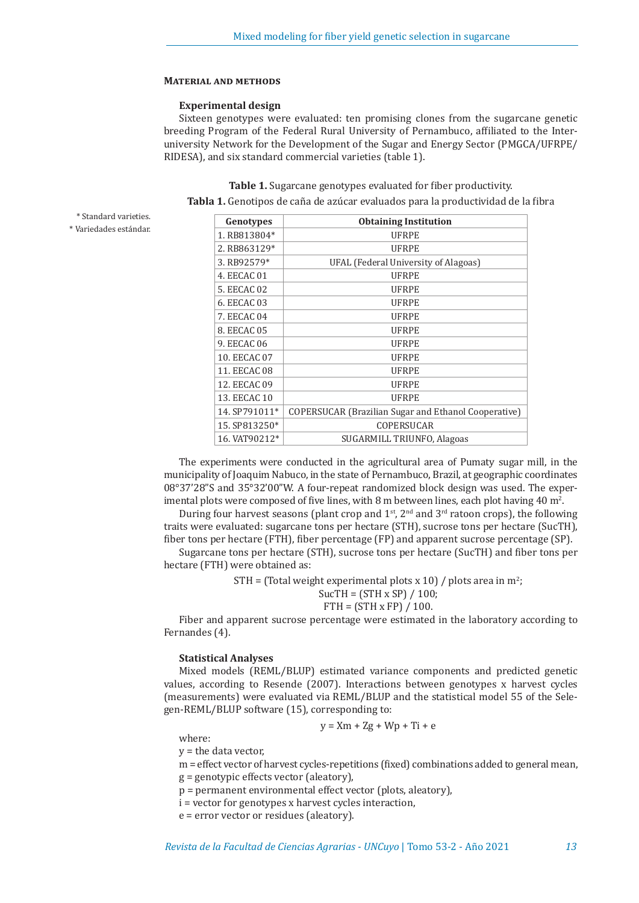## Material and methods

### Experimental design

Sixteen genotypes were evaluated: ten promising clones from the sugarcane genetic breeding Program of the Federal Rural University of Pernambuco, affiliated to the Inter-university Network for the Development of the Sugar and Energy Sector (PMGCA/UFRPE/RIDESA), and six standard commercial varieties (table 1).

**Table 1.** Sugarcane genotypes evaluated for fiber productivity.

**Tabla 1.** Genotipos de caña de azúcar evaluados para la productividad de la fibra

| Genotypes | Obtaining Institution |
|---|---|
| 1. RB813804* | UFRPE |
| 2. RB863129* | UFRPE |
| 3. RB92579* | UFAL (Federal University of Alagoas) |
| 4. EECAC 01 | UFRPE |
| 5. EECAC 02 | UFRPE |
| 6. EECAC 03 | UFRPE |
| 7. EECAC 04 | UFRPE |
| 8. EECAC 05 | UFRPE |
| 9. EECAC 06 | UFRPE |
| 10. EECAC 07 | UFRPE |
| 11. EECAC 08 | UFRPE |
| 12. EECAC 09 | UFRPE |
| 13. EECAC 10 | UFRPE |
| 14. SP791011* | COPERSUCAR (Brazilian Sugar and Ethanol Cooperative) |
| 15. SP813250* | COPERSUCAR |
| 16. VAT90212* | SUGARMILL TRIUNFO, Alagoas |

\* Standard varieties.

\* Variedades estándar.

The experiments were conducted in the agricultural area of Pumaty sugar mill, in the municipality of Joaquim Nabuco, in the state of Pernambuco, Brazil, at geographic coordinates 08°37'28"S and 35°32'00"W. A four-repeat randomized block design was used. The experimental plots were composed of five lines, with 8 m between lines, each plot having 40 $m^2$.

During four harvest seasons (plant crop and 1st, 2nd and 3rd ratoon crops), the following traits were evaluated: sugarcane tons per hectare (STH), sucrose tons per hectare (SucTH), fiber tons per hectare (FTH), fiber percentage (FP) and apparent sucrose percentage (SP).

Sugarcane tons per hectare (STH), sucrose tons per hectare (SucTH) and fiber tons per hectare (FTH) were obtained as:

$$STH = (\text{Total weight experimental plots} \times 10) / \text{plots area in } m^2;$$

$$SucTH = (STH \times SP) / 100;$$

$$FTH = (STH \times FP) / 100.$$

Fiber and apparent sucrose percentage were estimated in the laboratory according to Fernandes (4).

### Statistical Analyses

Mixed models (REML/BLUP) estimated variance components and predicted genetic values, according to Resende (2007). Interactions between genotypes x harvest cycles (measurements) were evaluated via REML/BLUP and the statistical model 55 of the Selegen-REML/BLUP software (15), corresponding to:

$$y = Xm + Zg + Wp + Ti + e$$

where:

y = the data vector,

m = effect vector of harvest cycles-repetitions (fixed) combinations added to general mean,

g = genotypic effects vector (aleatory),

p = permanent environmental effect vector (plots, aleatory),

i = vector for genotypes x harvest cycles interaction,

e = error vector or residues (aleatory).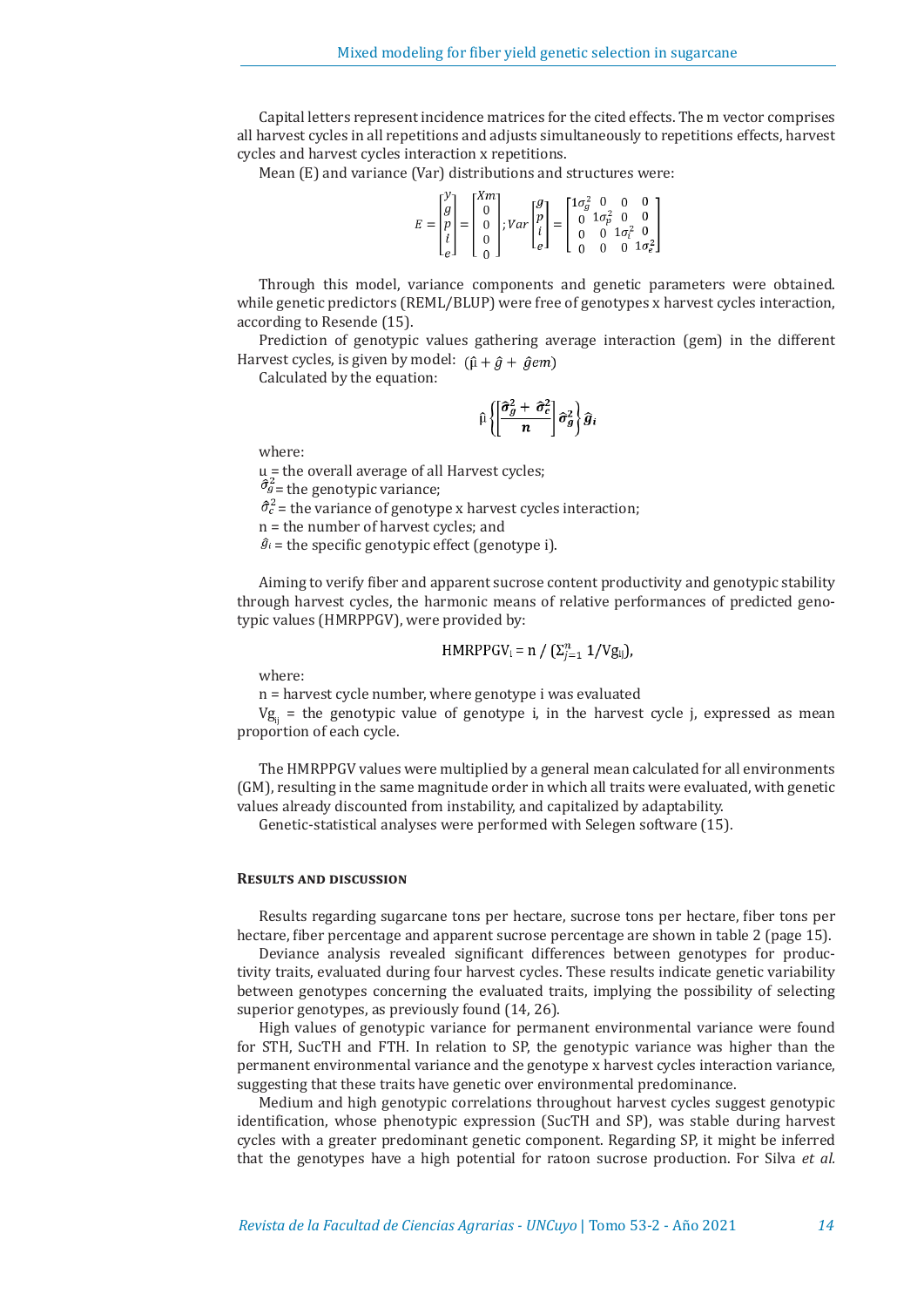Capital letters represent incidence matrices for the cited effects. The m vector comprises all harvest cycles in all repetitions and adjusts simultaneously to repetitions effects, harvest cycles and harvest cycles interaction x repetitions.

Mean (E) and variance (Var) distributions and structures were:

$$E = \begin{bmatrix} y \\ g \\ p \\ i \\ e \end{bmatrix} = \begin{bmatrix} Xm \\ 0 \\ 0 \\ 0 \\ 0 \end{bmatrix}; Var \begin{bmatrix} g \\ p \\ i \\ e \end{bmatrix} = \begin{bmatrix} 1\sigma_g^2 & 0 & 0 & 0 \\ 0 & 1\sigma_p^2 & 0 & 0 \\ 0 & 0 & 1\sigma_i^2 & 0 \\ 0 & 0 & 0 & 1\sigma_e^2 \end{bmatrix}$$

Through this model, variance components and genetic parameters were obtained. while genetic predictors (REML/BLUP) were free of genotypes x harvest cycles interaction, according to Resende (15).

Prediction of genotypic values gathering average interaction (gem) in the different Harvest cycles, is given by model: $(\hat{\mu} + \hat{g} + \hat{g}em)$

Calculated by the equation:

$$\hat{\mu}\left\{\left[\frac{\hat{\sigma}_g^2 + \hat{\sigma}_c^2}{n}\right]\hat{\sigma}_g^2\right\}\hat{g}_i$$

where:

u = the overall average of all Harvest cycles;
$\hat{\sigma}_g^2$ = the genotypic variance;
$\hat{\sigma}_c^2$ = the variance of genotype x harvest cycles interaction;
n = the number of harvest cycles; and
$\hat{g}_i$ = the specific genotypic effect (genotype i).

Aiming to verify fiber and apparent sucrose content productivity and genotypic stability through harvest cycles, the harmonic means of relative performances of predicted genotypic values (HMRPPGV), were provided by:

$$\text{HMRPPGV}_i = n \,/\, (\textstyle\sum_{j=1}^{n} 1/Vg_{ij}),$$

where:

n = harvest cycle number, where genotype i was evaluated

$Vg_{ij}$ = the genotypic value of genotype i, in the harvest cycle j, expressed as mean proportion of each cycle.

The HMRPPGV values were multiplied by a general mean calculated for all environments (GM), resulting in the same magnitude order in which all traits were evaluated, with genetic values already discounted from instability, and capitalized by adaptability.

Genetic-statistical analyses were performed with Selegen software (15).

## Results and discussion

Results regarding sugarcane tons per hectare, sucrose tons per hectare, fiber tons per hectare, fiber percentage and apparent sucrose percentage are shown in table 2 (page 15).

Deviance analysis revealed significant differences between genotypes for productivity traits, evaluated during four harvest cycles. These results indicate genetic variability between genotypes concerning the evaluated traits, implying the possibility of selecting superior genotypes, as previously found (14, 26).

High values of genotypic variance for permanent environmental variance were found for STH, SucTH and FTH. In relation to SP, the genotypic variance was higher than the permanent environmental variance and the genotype x harvest cycles interaction variance, suggesting that these traits have genetic over environmental predominance.

Medium and high genotypic correlations throughout harvest cycles suggest genotypic identification, whose phenotypic expression (SucTH and SP), was stable during harvest cycles with a greater predominant genetic component. Regarding SP, it might be inferred that the genotypes have a high potential for ratoon sucrose production. For Silva *et al.*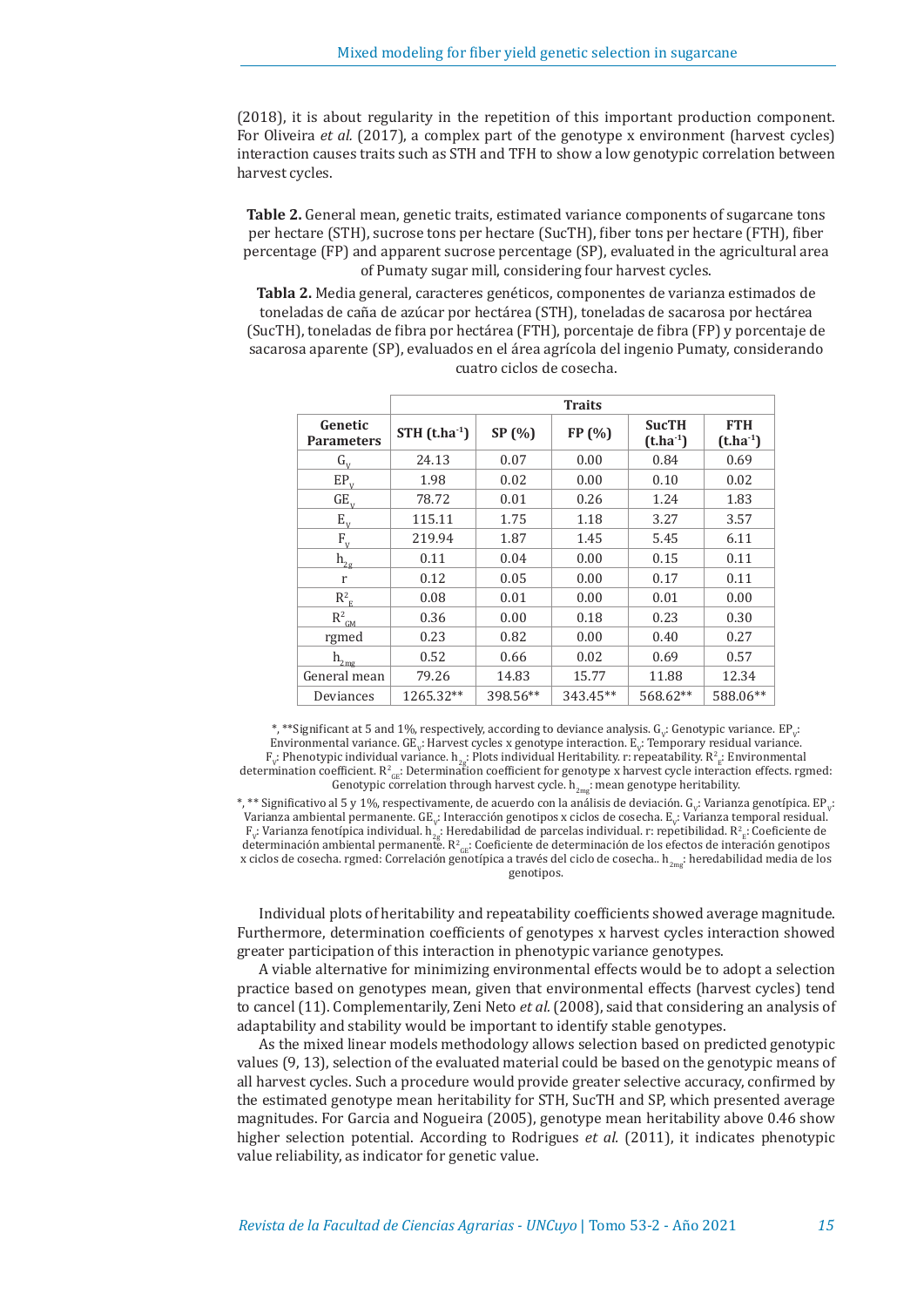(2018), it is about regularity in the repetition of this important production component. For Oliveira *et al.* (2017), a complex part of the genotype x environment (harvest cycles) interaction causes traits such as STH and TFH to show a low genotypic correlation between harvest cycles.

**Table 2.** General mean, genetic traits, estimated variance components of sugarcane tons per hectare (STH), sucrose tons per hectare (SucTH), fiber tons per hectare (FTH), fiber percentage (FP) and apparent sucrose percentage (SP), evaluated in the agricultural area of Pumaty sugar mill, considering four harvest cycles.

**Tabla 2.** Media general, caracteres genéticos, componentes de varianza estimados de toneladas de caña de azúcar por hectárea (STH), toneladas de sacarosa por hectárea (SucTH), toneladas de fibra por hectárea (FTH), porcentaje de fibra (FP) y porcentaje de sacarosa aparente (SP), evaluados en el área agrícola del ingenio Pumaty, considerando cuatro ciclos de cosecha.

| Genetic Parameters | Traits | | | | |
|---|---|---|---|---|---|
| | STH ($t.ha^{-1}$) | SP (%) | FP (%) | SucTH ($t.ha^{-1}$) | FTH ($t.ha^{-1}$) |
| $G_V$ | 24.13 | 0.07 | 0.00 | 0.84 | 0.69 |
| $EP_V$ | 1.98 | 0.02 | 0.00 | 0.10 | 0.02 |
| $GE_V$ | 78.72 | 0.01 | 0.26 | 1.24 | 1.83 |
| $E_V$ | 115.11 | 1.75 | 1.18 | 3.27 | 3.57 |
| $F_V$ | 219.94 | 1.87 | 1.45 | 5.45 | 6.11 |
| $h_{2g}$ | 0.11 | 0.04 | 0.00 | 0.15 | 0.11 |
| r | 0.12 | 0.05 | 0.00 | 0.17 | 0.11 |
| $R^2_E$ | 0.08 | 0.01 | 0.00 | 0.01 | 0.00 |
| $R^2_{GM}$ | 0.36 | 0.00 | 0.18 | 0.23 | 0.30 |
| rgmed | 0.23 | 0.82 | 0.00 | 0.40 | 0.27 |
| $h_{2mg}$ | 0.52 | 0.66 | 0.02 | 0.69 | 0.57 |
| General mean | 79.26 | 14.83 | 15.77 | 11.88 | 12.34 |
| Deviances | 1265.32** | 398.56** | 343.45** | 568.62** | 588.06** |

*, **Significant at 5 and 1%, respectively, according to deviance analysis. $G_V$: Genotypic variance. $EP_V$: Environmental variance. $GE_V$: Harvest cycles x genotype interaction. $E_V$: Temporary residual variance. $F_V$: Phenotypic individual variance. $h_{2g}$: Plots individual Heritability. r: repeatability. $R^2_E$: Environmental determination coefficient. $R^2_{GE}$: Determination coefficient for genotype x harvest cycle interaction effects. rgmed: Genotypic correlation through harvest cycle. $h_{2mg}$: mean genotype heritability.

*, ** Significativo al 5 y 1%, respectivamente, de acuerdo con la análisis de deviación. $G_V$: Varianza genotípica. $EP_V$: Varianza ambiental permanente. $GE_V$: Interacción genotipos x ciclos de cosecha. $E_V$: Varianza temporal residual. $F_V$: Varianza fenotípica individual. $h_{2g}$: Heredabilidad de parcelas individual. r: repetibilidad. $R^2_E$: Coeficiente de determinación ambiental permanente. $R^2_{GE}$: Coeficiente de determinación de los efectos de interación genotipos x ciclos de cosecha. rgmed: Correlación genotípica a través del ciclo de cosecha.. $h_{2mg}$: heredabilidad media de los genotipos.

Individual plots of heritability and repeatability coefficients showed average magnitude. Furthermore, determination coefficients of genotypes x harvest cycles interaction showed greater participation of this interaction in phenotypic variance genotypes.

A viable alternative for minimizing environmental effects would be to adopt a selection practice based on genotypes mean, given that environmental effects (harvest cycles) tend to cancel (11). Complementarily, Zeni Neto *et al.* (2008), said that considering an analysis of adaptability and stability would be important to identify stable genotypes.

As the mixed linear models methodology allows selection based on predicted genotypic values (9, 13), selection of the evaluated material could be based on the genotypic means of all harvest cycles. Such a procedure would provide greater selective accuracy, confirmed by the estimated genotype mean heritability for STH, SucTH and SP, which presented average magnitudes. For Garcia and Nogueira (2005), genotype mean heritability above 0.46 show higher selection potential. According to Rodrigues *et al.* (2011), it indicates phenotypic value reliability, as indicator for genetic value.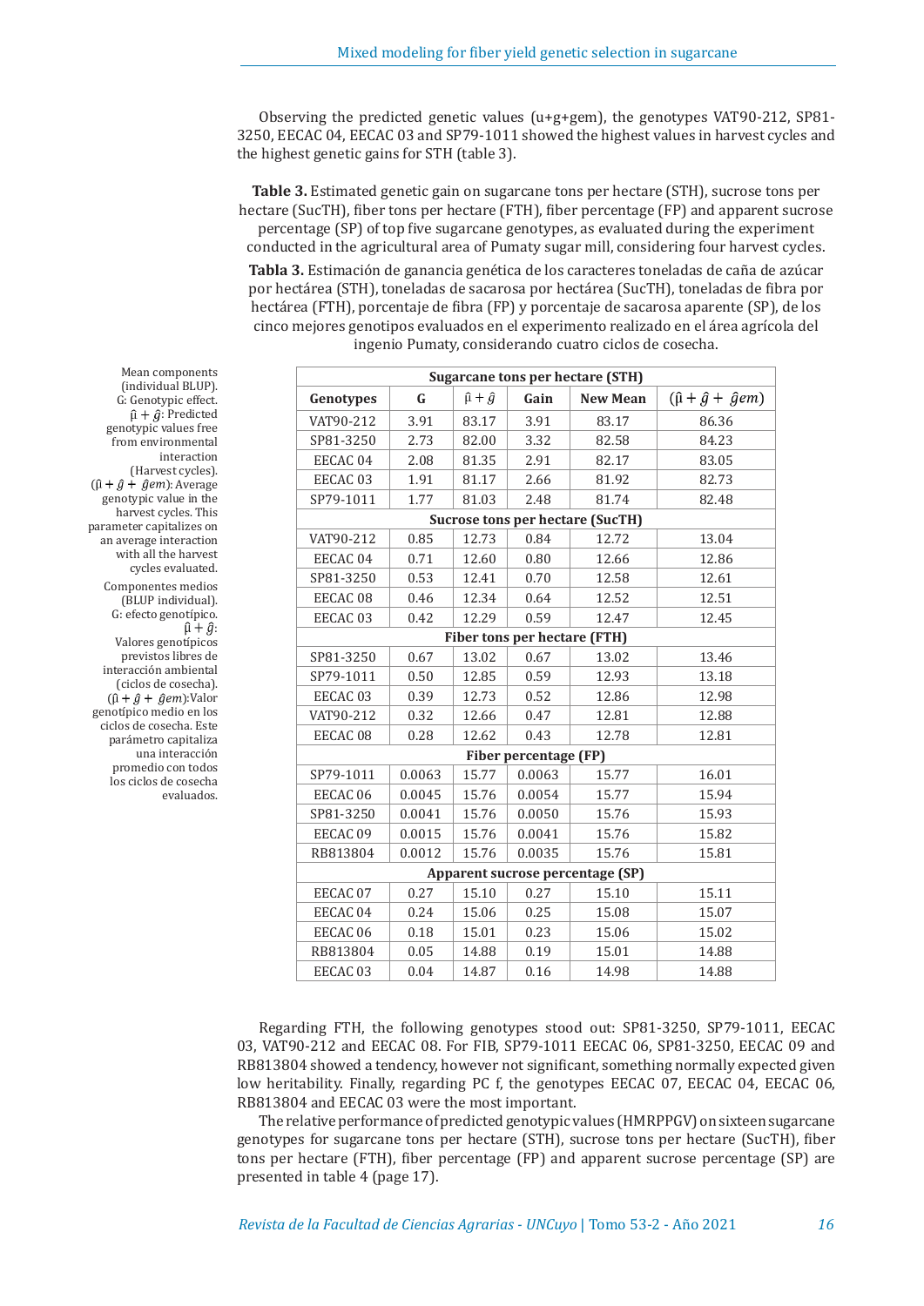Observing the predicted genetic values (u+g+gem), the genotypes VAT90-212, SP81-3250, EECAC 04, EECAC 03 and SP79-1011 showed the highest values in harvest cycles and the highest genetic gains for STH (table 3).

**Table 3.** Estimated genetic gain on sugarcane tons per hectare (STH), sucrose tons per hectare (SucTH), fiber tons per hectare (FTH), fiber percentage (FP) and apparent sucrose percentage (SP) of top five sugarcane genotypes, as evaluated during the experiment conducted in the agricultural area of Pumaty sugar mill, considering four harvest cycles.

**Tabla 3.** Estimación de ganancia genética de los caracteres toneladas de caña de azúcar por hectárea (STH), toneladas de sacarosa por hectárea (SucTH), toneladas de fibra por hectárea (FTH), porcentaje de fibra (FP) y porcentaje de sacarosa aparente (SP), de los cinco mejores genotipos evaluados en el experimento realizado en el área agrícola del ingenio Pumaty, considerando cuatro ciclos de cosecha.

| Genotypes | G | $\hat{\mu} + \hat{g}$ | Gain | New Mean | $(\hat{\mu} + \hat{g} + \hat{g}em)$ |
|---|---|---|---|---|---|
| **Sugarcane tons per hectare (STH)** | | | | | |
| VAT90-212 | 3.91 | 83.17 | 3.91 | 83.17 | 86.36 |
| SP81-3250 | 2.73 | 82.00 | 3.32 | 82.58 | 84.23 |
| EECAC 04 | 2.08 | 81.35 | 2.91 | 82.17 | 83.05 |
| EECAC 03 | 1.91 | 81.17 | 2.66 | 81.92 | 82.73 |
| SP79-1011 | 1.77 | 81.03 | 2.48 | 81.74 | 82.48 |
| **Sucrose tons per hectare (SucTH)** | | | | | |
| VAT90-212 | 0.85 | 12.73 | 0.84 | 12.72 | 13.04 |
| EECAC 04 | 0.71 | 12.60 | 0.80 | 12.66 | 12.86 |
| SP81-3250 | 0.53 | 12.41 | 0.70 | 12.58 | 12.61 |
| EECAC 08 | 0.46 | 12.34 | 0.64 | 12.52 | 12.51 |
| EECAC 03 | 0.42 | 12.29 | 0.59 | 12.47 | 12.45 |
| **Fiber tons per hectare (FTH)** | | | | | |
| SP81-3250 | 0.67 | 13.02 | 0.67 | 13.02 | 13.46 |
| SP79-1011 | 0.50 | 12.85 | 0.59 | 12.93 | 13.18 |
| EECAC 03 | 0.39 | 12.73 | 0.52 | 12.86 | 12.98 |
| VAT90-212 | 0.32 | 12.66 | 0.47 | 12.81 | 12.88 |
| EECAC 08 | 0.28 | 12.62 | 0.43 | 12.78 | 12.81 |
| **Fiber percentage (FP)** | | | | | |
| SP79-1011 | 0.0063 | 15.77 | 0.0063 | 15.77 | 16.01 |
| EECAC 06 | 0.0045 | 15.76 | 0.0054 | 15.77 | 15.94 |
| SP81-3250 | 0.0041 | 15.76 | 0.0050 | 15.76 | 15.93 |
| EECAC 09 | 0.0015 | 15.76 | 0.0041 | 15.76 | 15.82 |
| RB813804 | 0.0012 | 15.76 | 0.0035 | 15.76 | 15.81 |
| **Apparent sucrose percentage (SP)** | | | | | |
| EECAC 07 | 0.27 | 15.10 | 0.27 | 15.10 | 15.11 |
| EECAC 04 | 0.24 | 15.06 | 0.25 | 15.08 | 15.07 |
| EECAC 06 | 0.18 | 15.01 | 0.23 | 15.06 | 15.02 |
| RB813804 | 0.05 | 14.88 | 0.19 | 15.01 | 14.88 |
| EECAC 03 | 0.04 | 14.87 | 0.16 | 14.98 | 14.88 |

Mean components (individual BLUP). G: Genotypic effect. $\hat{\mu} + \hat{g}$: Predicted genotypic values free from environmental interaction (Harvest cycles). $(\hat{\mu} + \hat{g} + \hat{g}em)$: Average genotypic value in the harvest cycles. This parameter capitalizes on an average interaction with all the harvest cycles evaluated.

Componentes medios (BLUP individual). G: efecto genotípico. $\hat{\mu} + \hat{g}$: Valores genotípicos previstos libres de interacción ambiental (ciclos de cosecha). $(\hat{\mu} + \hat{g} + \hat{g}em)$:Valor genotípico medio en los ciclos de cosecha. Este parámetro capitaliza una interacción promedio con todos los ciclos de cosecha evaluados.

Regarding FTH, the following genotypes stood out: SP81-3250, SP79-1011, EECAC 03, VAT90-212 and EECAC 08. For FIB, SP79-1011 EECAC 06, SP81-3250, EECAC 09 and RB813804 showed a tendency, however not significant, something normally expected given low heritability. Finally, regarding PC f, the genotypes EECAC 07, EECAC 04, EECAC 06, RB813804 and EECAC 03 were the most important.

The relative performance of predicted genotypic values (HMRPPGV) on sixteen sugarcane genotypes for sugarcane tons per hectare (STH), sucrose tons per hectare (SucTH), fiber tons per hectare (FTH), fiber percentage (FP) and apparent sucrose percentage (SP) are presented in table 4 (page 17).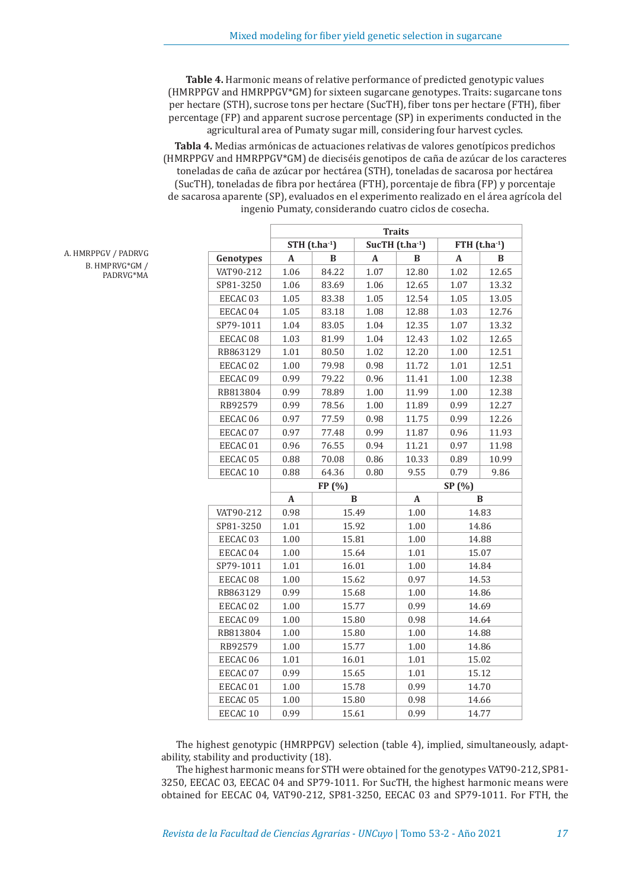**Table 4.** Harmonic means of relative performance of predicted genotypic values (HMRPPGV and HMRPPGV*GM) for sixteen sugarcane genotypes. Traits: sugarcane tons per hectare (STH), sucrose tons per hectare (SucTH), fiber tons per hectare (FTH), fiber percentage (FP) and apparent sucrose percentage (SP) in experiments conducted in the agricultural area of Pumaty sugar mill, considering four harvest cycles.

**Tabla 4.** Medias armónicas de actuaciones relativas de valores genotípicos predichos (HMRPPGV and HMRPPGV*GM) de dieciséis genotipos de caña de azúcar de los caracteres toneladas de caña de azúcar por hectárea (STH), toneladas de sacarosa por hectárea (SucTH), toneladas de fibra por hectárea (FTH), porcentaje de fibra (FP) y porcentaje de sacarosa aparente (SP), evaluados en el experimento realizado en el área agrícola del ingenio Pumaty, considerando cuatro ciclos de cosecha.

A. HMRPPGV / PADRVG
B. HMPRVG*GM / PADRVG*MA

| | Traits | | | | | |
|---|---|---|---|---|---|---|
| | STH (t.ha$^{-1}$) | | SucTH (t.ha$^{-1}$) | | FTH (t.ha$^{-1}$) | |
| Genotypes | A | B | A | B | A | B |
| VAT90-212 | 1.06 | 84.22 | 1.07 | 12.80 | 1.02 | 12.65 |
| SP81-3250 | 1.06 | 83.69 | 1.06 | 12.65 | 1.07 | 13.32 |
| EECAC 03 | 1.05 | 83.38 | 1.05 | 12.54 | 1.05 | 13.05 |
| EECAC 04 | 1.05 | 83.18 | 1.08 | 12.88 | 1.03 | 12.76 |
| SP79-1011 | 1.04 | 83.05 | 1.04 | 12.35 | 1.07 | 13.32 |
| EECAC 08 | 1.03 | 81.99 | 1.04 | 12.43 | 1.02 | 12.65 |
| RB863129 | 1.01 | 80.50 | 1.02 | 12.20 | 1.00 | 12.51 |
| EECAC 02 | 1.00 | 79.98 | 0.98 | 11.72 | 1.01 | 12.51 |
| EECAC 09 | 0.99 | 79.22 | 0.96 | 11.41 | 1.00 | 12.38 |
| RB813804 | 0.99 | 78.89 | 1.00 | 11.99 | 1.00 | 12.38 |
| RB92579 | 0.99 | 78.56 | 1.00 | 11.89 | 0.99 | 12.27 |
| EECAC 06 | 0.97 | 77.59 | 0.98 | 11.75 | 0.99 | 12.26 |
| EECAC 07 | 0.97 | 77.48 | 0.99 | 11.87 | 0.96 | 11.93 |
| EECAC 01 | 0.96 | 76.55 | 0.94 | 11.21 | 0.97 | 11.98 |
| EECAC 05 | 0.88 | 70.08 | 0.86 | 10.33 | 0.89 | 10.99 |
| EECAC 10 | 0.88 | 64.36 | 0.80 | 9.55 | 0.79 | 9.86 |

| | FP (%) | | SP (%) | |
|---|---|---|---|---|
| | A | B | A | B |
| VAT90-212 | 0.98 | 15.49 | 1.00 | 14.83 |
| SP81-3250 | 1.01 | 15.92 | 1.00 | 14.86 |
| EECAC 03 | 1.00 | 15.81 | 1.00 | 14.88 |
| EECAC 04 | 1.00 | 15.64 | 1.01 | 15.07 |
| SP79-1011 | 1.01 | 16.01 | 1.00 | 14.84 |
| EECAC 08 | 1.00 | 15.62 | 0.97 | 14.53 |
| RB863129 | 0.99 | 15.68 | 1.00 | 14.86 |
| EECAC 02 | 1.00 | 15.77 | 0.99 | 14.69 |
| EECAC 09 | 1.00 | 15.80 | 0.98 | 14.64 |
| RB813804 | 1.00 | 15.80 | 1.00 | 14.88 |
| RB92579 | 1.00 | 15.77 | 1.00 | 14.86 |
| EECAC 06 | 1.01 | 16.01 | 1.01 | 15.02 |
| EECAC 07 | 0.99 | 15.65 | 1.01 | 15.12 |
| EECAC 01 | 1.00 | 15.78 | 0.99 | 14.70 |
| EECAC 05 | 1.00 | 15.80 | 0.98 | 14.66 |
| EECAC 10 | 0.99 | 15.61 | 0.99 | 14.77 |

The highest genotypic (HMRPPGV) selection (table 4), implied, simultaneously, adaptability, stability and productivity (18).

The highest harmonic means for STH were obtained for the genotypes VAT90-212, SP81-3250, EECAC 03, EECAC 04 and SP79-1011. For SucTH, the highest harmonic means were obtained for EECAC 04, VAT90-212, SP81-3250, EECAC 03 and SP79-1011. For FTH, the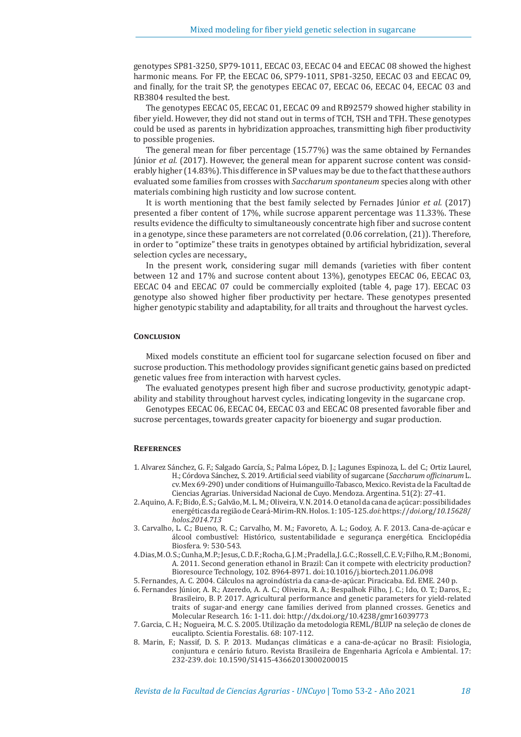genotypes SP81-3250, SP79-1011, EECAC 03, EECAC 04 and EECAC 08 showed the highest harmonic means. For FP, the EECAC 06, SP79-1011, SP81-3250, EECAC 03 and EECAC 09, and finally, for the trait SP, the genotypes EECAC 07, EECAC 06, EECAC 04, EECAC 03 and RB3804 resulted the best.

The genotypes EECAC 05, EECAC 01, EECAC 09 and RB92579 showed higher stability in fiber yield. However, they did not stand out in terms of TCH, TSH and TFH. These genotypes could be used as parents in hybridization approaches, transmitting high fiber productivity to possible progenies.

The general mean for fiber percentage (15.77%) was the same obtained by Fernandes Júnior *et al.* (2017). However, the general mean for apparent sucrose content was considerably higher (14.83%). This difference in SP values may be due to the fact that these authors evaluated some families from crosses with *Saccharum spontaneum* species along with other materials combining high rusticity and low sucrose content.

It is worth mentioning that the best family selected by Fernades Júnior *et al.* (2017) presented a fiber content of 17%, while sucrose apparent percentage was 11.33%. These results evidence the difficulty to simultaneously concentrate high fiber and sucrose content in a genotype, since these parameters are not correlated (0.06 correlation, (21)). Therefore, in order to "optimize" these traits in genotypes obtained by artificial hybridization, several selection cycles are necessary.,

In the present work, considering sugar mill demands (varieties with fiber content between 12 and 17% and sucrose content about 13%), genotypes EECAC 06, EECAC 03, EECAC 04 and EECAC 07 could be commercially exploited (table 4, page 17). EECAC 03 genotype also showed higher fiber productivity per hectare. These genotypes presented higher genotypic stability and adaptability, for all traits and throughout the harvest cycles.

## Conclusion

Mixed models constitute an efficient tool for sugarcane selection focused on fiber and sucrose production. This methodology provides significant genetic gains based on predicted genetic values free from interaction with harvest cycles.

The evaluated genotypes present high fiber and sucrose productivity, genotypic adaptability and stability throughout harvest cycles, indicating longevity in the sugarcane crop.

Genotypes EECAC 06, EECAC 04, EECAC 03 and EECAC 08 presented favorable fiber and sucrose percentages, towards greater capacity for bioenergy and sugar production.

## References

1. Alvarez Sánchez, G. F.; Salgado García, S.; Palma López, D. J.; Lagunes Espinoza, L. del C.; Ortiz Laurel, H.; Córdova Sánchez, S. 2019. Artificial seed viability of sugarcane (*Saccharum officinarum* L. cv. Mex 69-290) under conditions of Huimanguillo-Tabasco, Mexico. Revista de la Facultad de Ciencias Agrarias. Universidad Nacional de Cuyo. Mendoza. Argentina. 51(2): 27-41.
2. Aquino, A. F.; Bido, É. S.; Galvão, M. L. M.; Oliveira, V. N. 2014. O etanol da cana de açúcar: possibilidades energéticas da região de Ceará-Mirim-RN. Holos. 1: 105-125. *doi*: https://*doi*.org/*10.15628/holos.2014.713*
3. Carvalho, L. C.; Bueno, R. C.; Carvalho, M. M.; Favoreto, A. L.; Godoy, A. F. 2013. Cana-de-açúcar e álcool combustível: Histórico, sustentabilidade e segurança energética. Enciclopédia Biosfera. 9: 530-543.
4. Dias, M. O. S.; Cunha, M. P.; Jesus, C. D. F.; Rocha, G. J. M.; Pradella, J. G. C.; Rossell, C. E. V.; Filho, R. M.; Bonomi, A. 2011. Second generation ethanol in Brazil: Can it compete with electricity production? Bioresource Technology, 102. 8964-8971. doi:10.1016/j.biortech.2011.06.098
5. Fernandes, A. C. 2004. Cálculos na agroindústria da cana-de-açúcar. Piracicaba. Ed. EME. 240 p.
6. Fernandes Júnior, A. R.; Azeredo, A. A. C.; Oliveira, R. A.; Bespalhok Filho, J. C.; Ido, O. T.; Daros, E.; Brasileiro, B. P. 2017. Agricultural performance and genetic parameters for yield-related traits of sugar-and energy cane families derived from planned crosses. Genetics and Molecular Research. 16: 1-11. doi: http://dx.doi.org/10.4238/gmr16039773
7. Garcia, C. H.; Nogueira, M. C. S. 2005. Utilização da metodologia REML/BLUP na seleção de clones de eucalipto. Scientia Forestalis. 68: 107-112.
8. Marin, F.; Nassif, D. S. P. 2013. Mudanças climáticas e a cana-de-açúcar no Brasil: Fisiologia, conjuntura e cenário futuro. Revista Brasileira de Engenharia Agrícola e Ambiental. 17: 232-239. doi: 10.1590/S1415-43662013000200015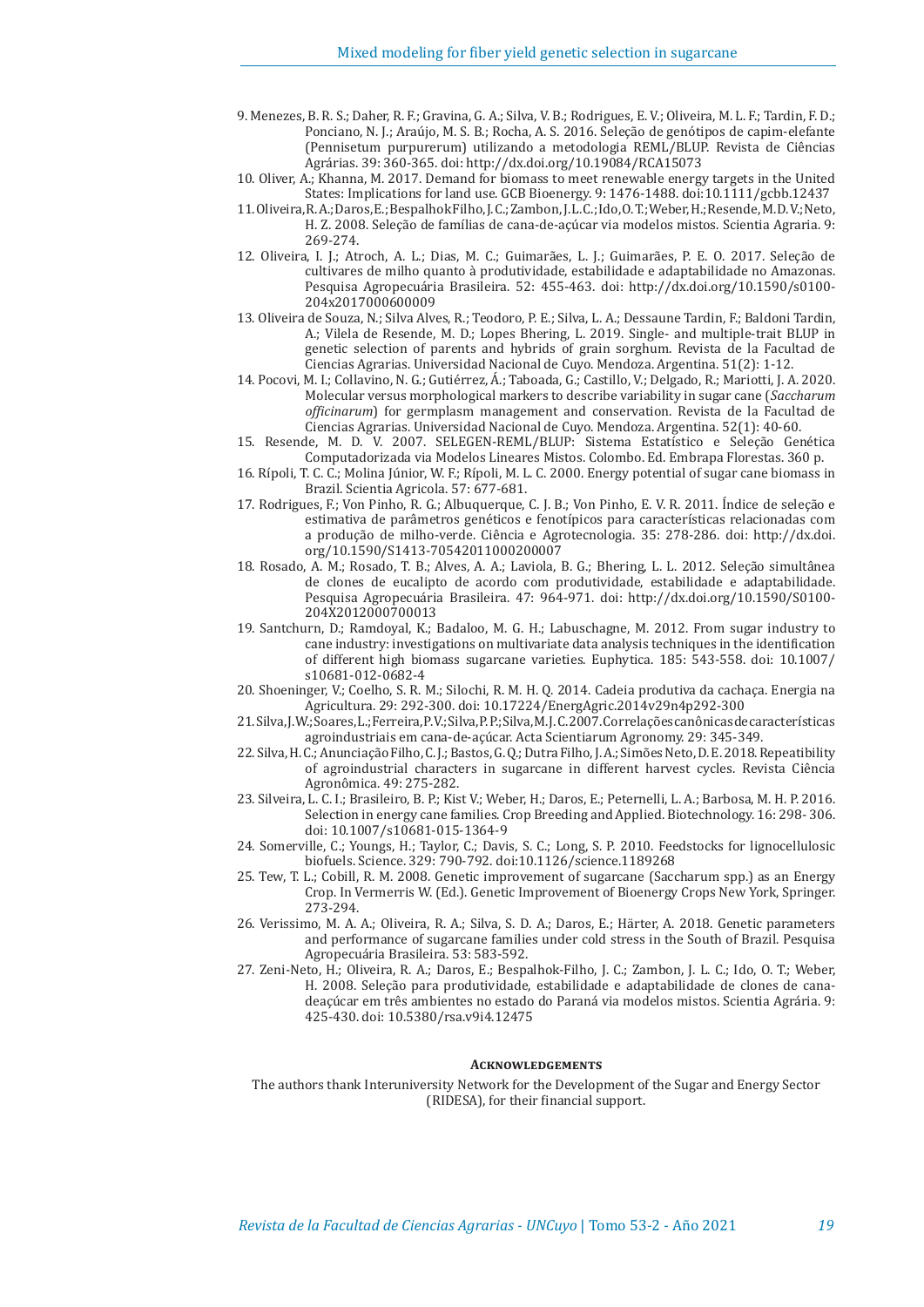9. Menezes, B. R. S.; Daher, R. F.; Gravina, G. A.; Silva, V. B.; Rodrigues, E. V.; Oliveira, M. L. F.; Tardin, F. D.; Ponciano, N. J.; Araújo, M. S. B.; Rocha, A. S. 2016. Seleção de genótipos de capim-elefante (Pennisetum purpurerum) utilizando a metodologia REML/BLUP. Revista de Ciências Agrárias. 39: 360-365. doi: http://dx.doi.org/10.19084/RCA15073

10. Oliver, A.; Khanna, M. 2017. Demand for biomass to meet renewable energy targets in the United States: Implications for land use. GCB Bioenergy. 9: 1476-1488. doi:10.1111/gcbb.12437

11. Oliveira, R. A.; Daros, E.; Bespalhok Filho, J. C.; Zambon, J. L. C.; Ido, O. T.; Weber, H.; Resende, M. D. V.; Neto, H. Z. 2008. Seleção de famílias de cana-de-açúcar via modelos mistos. Scientia Agraria. 9: 269-274.

12. Oliveira, I. J.; Atroch, A. L.; Dias, M. C.; Guimarães, L. J.; Guimarães, P. E. O. 2017. Seleção de cultivares de milho quanto à produtividade, estabilidade e adaptabilidade no Amazonas. Pesquisa Agropecuária Brasileira. 52: 455-463. doi: http://dx.doi.org/10.1590/s0100-204x2017000600009

13. Oliveira de Souza, N.; Silva Alves, R.; Teodoro, P. E.; Silva, L. A.; Dessaune Tardin, F.; Baldoni Tardin, A.; Vilela de Resende, M. D.; Lopes Bhering, L. 2019. Single- and multiple-trait BLUP in genetic selection of parents and hybrids of grain sorghum. Revista de la Facultad de Ciencias Agrarias. Universidad Nacional de Cuyo. Mendoza. Argentina. 51(2): 1-12.

14. Pocovi, M. I.; Collavino, N. G.; Gutiérrez, Á.; Taboada, G.; Castillo, V.; Delgado, R.; Mariotti, J. A. 2020. Molecular versus morphological markers to describe variability in sugar cane (*Saccharum officinarum*) for germplasm management and conservation. Revista de la Facultad de Ciencias Agrarias. Universidad Nacional de Cuyo. Mendoza. Argentina. 52(1): 40-60.

15. Resende, M. D. V. 2007. SELEGEN-REML/BLUP: Sistema Estatístico e Seleção Genética Computadorizada via Modelos Lineares Mistos. Colombo. Ed. Embrapa Florestas. 360 p.

16. Rípoli, T. C. C.; Molina Júnior, W. F.; Rípoli, M. L. C. 2000. Energy potential of sugar cane biomass in Brazil. Scientia Agricola. 57: 677-681.

17. Rodrigues, F.; Von Pinho, R. G.; Albuquerque, C. J. B.; Von Pinho, E. V. R. 2011. Índice de seleção e estimativa de parâmetros genéticos e fenotípicos para características relacionadas com a produção de milho-verde. Ciência e Agrotecnologia. 35: 278-286. doi: http://dx.doi.org/10.1590/S1413-70542011000200007

18. Rosado, A. M.; Rosado, T. B.; Alves, A. A.; Laviola, B. G.; Bhering, L. L. 2012. Seleção simultânea de clones de eucalipto de acordo com produtividade, estabilidade e adaptabilidade. Pesquisa Agropecuária Brasileira. 47: 964-971. doi: http://dx.doi.org/10.1590/S0100-204X2012000700013

19. Santchurn, D.; Ramdoyal, K.; Badaloo, M. G. H.; Labuschagne, M. 2012. From sugar industry to cane industry: investigations on multivariate data analysis techniques in the identification of different high biomass sugarcane varieties. Euphytica. 185: 543-558. doi: 10.1007/s10681-012-0682-4

20. Shoeninger, V.; Coelho, S. R. M.; Silochi, R. M. H. Q. 2014. Cadeia produtiva da cachaça. Energia na Agricultura. 29: 292-300. doi: 10.17224/EnergAgric.2014v29n4p292-300

21. Silva, J. W.; Soares, L.; Ferreira, P. V.; Silva, P. P.; Silva, M. J. C. 2007. Correlações canônicas de características agroindustriais em cana-de-açúcar. Acta Scientiarum Agronomy. 29: 345-349.

22. Silva, H. C.; Anunciação Filho, C. J.; Bastos, G. Q.; Dutra Filho, J. A.; Simões Neto, D. E. 2018. Repeatibility of agroindustrial characters in sugarcane in different harvest cycles. Revista Ciência Agronômica. 49: 275-282.

23. Silveira, L. C. I.; Brasileiro, B. P.; Kist V.; Weber, H.; Daros, E.; Peternelli, L. A.; Barbosa, M. H. P. 2016. Selection in energy cane families. Crop Breeding and Applied. Biotechnology. 16: 298- 306. doi: 10.1007/s10681-015-1364-9

24. Somerville, C.; Youngs, H.; Taylor, C.; Davis, S. C.; Long, S. P. 2010. Feedstocks for lignocellulosic biofuels. Science. 329: 790-792. doi:10.1126/science.1189268

25. Tew, T. L.; Cobill, R. M. 2008. Genetic improvement of sugarcane (Saccharum spp.) as an Energy Crop. In Vermerris W. (Ed.). Genetic Improvement of Bioenergy Crops New York, Springer. 273-294.

26. Verissimo, M. A. A.; Oliveira, R. A.; Silva, S. D. A.; Daros, E.; Härter, A. 2018. Genetic parameters and performance of sugarcane families under cold stress in the South of Brazil. Pesquisa Agropecuária Brasileira. 53: 583-592.

27. Zeni-Neto, H.; Oliveira, R. A.; Daros, E.; Bespalhok-Filho, J. C.; Zambon, J. L. C.; Ido, O. T.; Weber, H. 2008. Seleção para produtividade, estabilidade e adaptabilidade de clones de canadeaçúcar em três ambientes no estado do Paraná via modelos mistos. Scientia Agrária. 9: 425-430. doi: 10.5380/rsa.v9i4.12475

## Acknowledgements

The authors thank Interuniversity Network for the Development of the Sugar and Energy Sector (RIDESA), for their financial support.